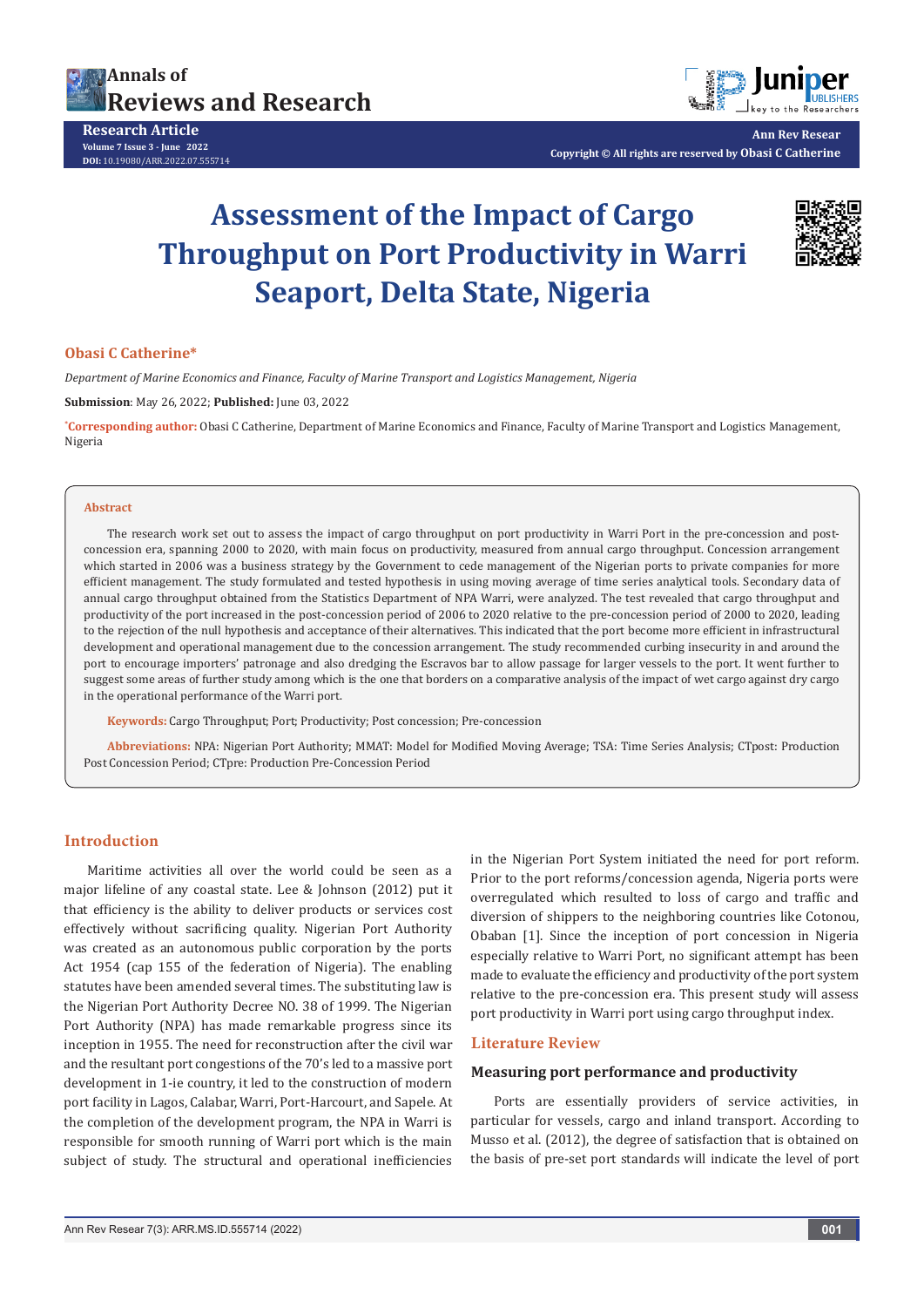Research Article

Volume 7 Issue 3 - June 2022

DOI: 10.19080/ARR.2022.07.555714

Copyright © All rights are reserved by Obasi C Catherine

# Assessment of the Impact of Cargo Throughput on Port Productivity in Warri Seaport, Delta State, Nigeria

**Obasi C Catherine***

*Department of Marine Economics and Finance, Faculty of Marine Transport and Logistics Management, Nigeria*

**Submission**: May 26, 2022; **Published:** June 03, 2022

***Corresponding author:** Obasi C Catherine, Department of Marine Economics and Finance, Faculty of Marine Transport and Logistics Management, Nigeria

## Abstract

The research work set out to assess the impact of cargo throughput on port productivity in Warri Port in the pre-concession and post-concession era, spanning 2000 to 2020, with main focus on productivity, measured from annual cargo throughput. Concession arrangement which started in 2006 was a business strategy by the Government to cede management of the Nigerian ports to private companies for more efficient management. The study formulated and tested hypothesis in using moving average of time series analytical tools. Secondary data of annual cargo throughput obtained from the Statistics Department of NPA Warri, were analyzed. The test revealed that cargo throughput and productivity of the port increased in the post-concession period of 2006 to 2020 relative to the pre-concession period of 2000 to 2020, leading to the rejection of the null hypothesis and acceptance of their alternatives. This indicated that the port become more efficient in infrastructural development and operational management due to the concession arrangement. The study recommended curbing insecurity in and around the port to encourage importers' patronage and also dredging the Escravos bar to allow passage for larger vessels to the port. It went further to suggest some areas of further study among which is the one that borders on a comparative analysis of the impact of wet cargo against dry cargo in the operational performance of the Warri port.

**Keywords:** Cargo Throughput; Port; Productivity; Post concession; Pre-concession

**Abbreviations:** NPA: Nigerian Port Authority; MMAT: Model for Modified Moving Average; TSA: Time Series Analysis; CTpost: Production Post Concession Period; CTpre: Production Pre-Concession Period

## Introduction

Maritime activities all over the world could be seen as a major lifeline of any coastal state. Lee & Johnson (2012) put it that efficiency is the ability to deliver products or services cost effectively without sacrificing quality. Nigerian Port Authority was created as an autonomous public corporation by the ports Act 1954 (cap 155 of the federation of Nigeria). The enabling statutes have been amended several times. The substituting law is the Nigerian Port Authority Decree NO. 38 of 1999. The Nigerian Port Authority (NPA) has made remarkable progress since its inception in 1955. The need for reconstruction after the civil war and the resultant port congestions of the 70's led to a massive port development in 1-ie country, it led to the construction of modern port facility in Lagos, Calabar, Warri, Port-Harcourt, and Sapele. At the completion of the development program, the NPA in Warri is responsible for smooth running of Warri port which is the main subject of study. The structural and operational inefficiencies in the Nigerian Port System initiated the need for port reform. Prior to the port reforms/concession agenda, Nigeria ports were overregulated which resulted to loss of cargo and traffic and diversion of shippers to the neighboring countries like Cotonou, Obaban [1]. Since the inception of port concession in Nigeria especially relative to Warri Port, no significant attempt has been made to evaluate the efficiency and productivity of the port system relative to the pre-concession era. This present study will assess port productivity in Warri port using cargo throughput index.

## Literature Review

### Measuring port performance and productivity

Ports are essentially providers of service activities, in particular for vessels, cargo and inland transport. According to Musso et al. (2012), the degree of satisfaction that is obtained on the basis of pre-set port standards will indicate the level of port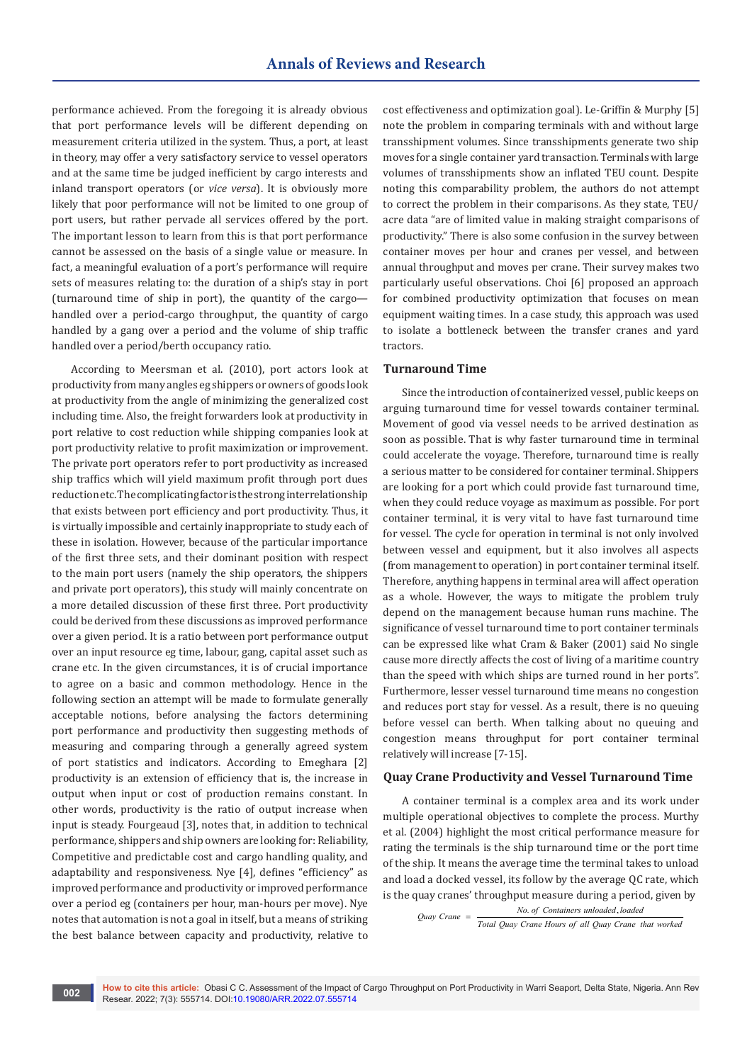performance achieved. From the foregoing it is already obvious that port performance levels will be different depending on measurement criteria utilized in the system. Thus, a port, at least in theory, may offer a very satisfactory service to vessel operators and at the same time be judged inefficient by cargo interests and inland transport operators (or *vice versa*). It is obviously more likely that poor performance will not be limited to one group of port users, but rather pervade all services offered by the port. The important lesson to learn from this is that port performance cannot be assessed on the basis of a single value or measure. In fact, a meaningful evaluation of a port's performance will require sets of measures relating to: the duration of a ship's stay in port (turnaround time of ship in port), the quantity of the cargo—handled over a period-cargo throughput, the quantity of cargo handled by a gang over a period and the volume of ship traffic handled over a period/berth occupancy ratio.

According to Meersman et al. (2010), port actors look at productivity from many angles eg shippers or owners of goods look at productivity from the angle of minimizing the generalized cost including time. Also, the freight forwarders look at productivity in port relative to cost reduction while shipping companies look at port productivity relative to profit maximization or improvement. The private port operators refer to port productivity as increased ship traffics which will yield maximum profit through port dues reduction etc. The complicating factor is the strong interrelationship that exists between port efficiency and port productivity. Thus, it is virtually impossible and certainly inappropriate to study each of these in isolation. However, because of the particular importance of the first three sets, and their dominant position with respect to the main port users (namely the ship operators, the shippers and private port operators), this study will mainly concentrate on a more detailed discussion of these first three. Port productivity could be derived from these discussions as improved performance over a given period. It is a ratio between port performance output over an input resource eg time, labour, gang, capital asset such as crane etc. In the given circumstances, it is of crucial importance to agree on a basic and common methodology. Hence in the following section an attempt will be made to formulate generally acceptable notions, before analysing the factors determining port performance and productivity then suggesting methods of measuring and comparing through a generally agreed system of port statistics and indicators. According to Emeghara [2] productivity is an extension of efficiency that is, the increase in output when input or cost of production remains constant. In other words, productivity is the ratio of output increase when input is steady. Fourgeaud [3], notes that, in addition to technical performance, shippers and ship owners are looking for: Reliability, Competitive and predictable cost and cargo handling quality, and adaptability and responsiveness. Nye [4], defines "efficiency" as improved performance and productivity or improved performance over a period eg (containers per hour, man-hours per move). Nye notes that automation is not a goal in itself, but a means of striking the best balance between capacity and productivity, relative to cost effectiveness and optimization goal). Le-Griffin & Murphy [5] note the problem in comparing terminals with and without large transshipment volumes. Since transshipments generate two ship moves for a single container yard transaction. Terminals with large volumes of transshipments show an inflated TEU count. Despite noting this comparability problem, the authors do not attempt to correct the problem in their comparisons. As they state, TEU/acre data "are of limited value in making straight comparisons of productivity." There is also some confusion in the survey between container moves per hour and cranes per vessel, and between annual throughput and moves per crane. Their survey makes two particularly useful observations. Choi [6] proposed an approach for combined productivity optimization that focuses on mean equipment waiting times. In a case study, this approach was used to isolate a bottleneck between the transfer cranes and yard tractors.

## Turnaround Time

Since the introduction of containerized vessel, public keeps on arguing turnaround time for vessel towards container terminal. Movement of good via vessel needs to be arrived destination as soon as possible. That is why faster turnaround time in terminal could accelerate the voyage. Therefore, turnaround time is really a serious matter to be considered for container terminal. Shippers are looking for a port which could provide fast turnaround time, when they could reduce voyage as maximum as possible. For port container terminal, it is very vital to have fast turnaround time for vessel. The cycle for operation in terminal is not only involved between vessel and equipment, but it also involves all aspects (from management to operation) in port container terminal itself. Therefore, anything happens in terminal area will affect operation as a whole. However, the ways to mitigate the problem truly depend on the management because human runs machine. The significance of vessel turnaround time to port container terminals can be expressed like what Cram & Baker (2001) said No single cause more directly affects the cost of living of a maritime country than the speed with which ships are turned round in her ports". Furthermore, lesser vessel turnaround time means no congestion and reduces port stay for vessel. As a result, there is no queuing before vessel can berth. When talking about no queuing and congestion throughput means throughput for port container terminal relatively will increase [7-15].

## Quay Crane Productivity and Vessel Turnaround Time

A container terminal is a complex area and its work under multiple operational objectives to complete the process. Murthy et al. (2004) highlight the most critical performance measure for rating the terminals is the ship turnaround time or the port time of the ship. It means the average time the terminal takes to unload and load a docked vessel, its follow by the average QC rate, which is the quay cranes' throughput measure during a period, given by

$$Quay\ Crane\ =\ \frac{No.\ of\ Containers\ unloaded,loaded}{Total\ Quay\ Crane\ Hours\ of\ all\ Quay\ Crane\ that\ worked}$$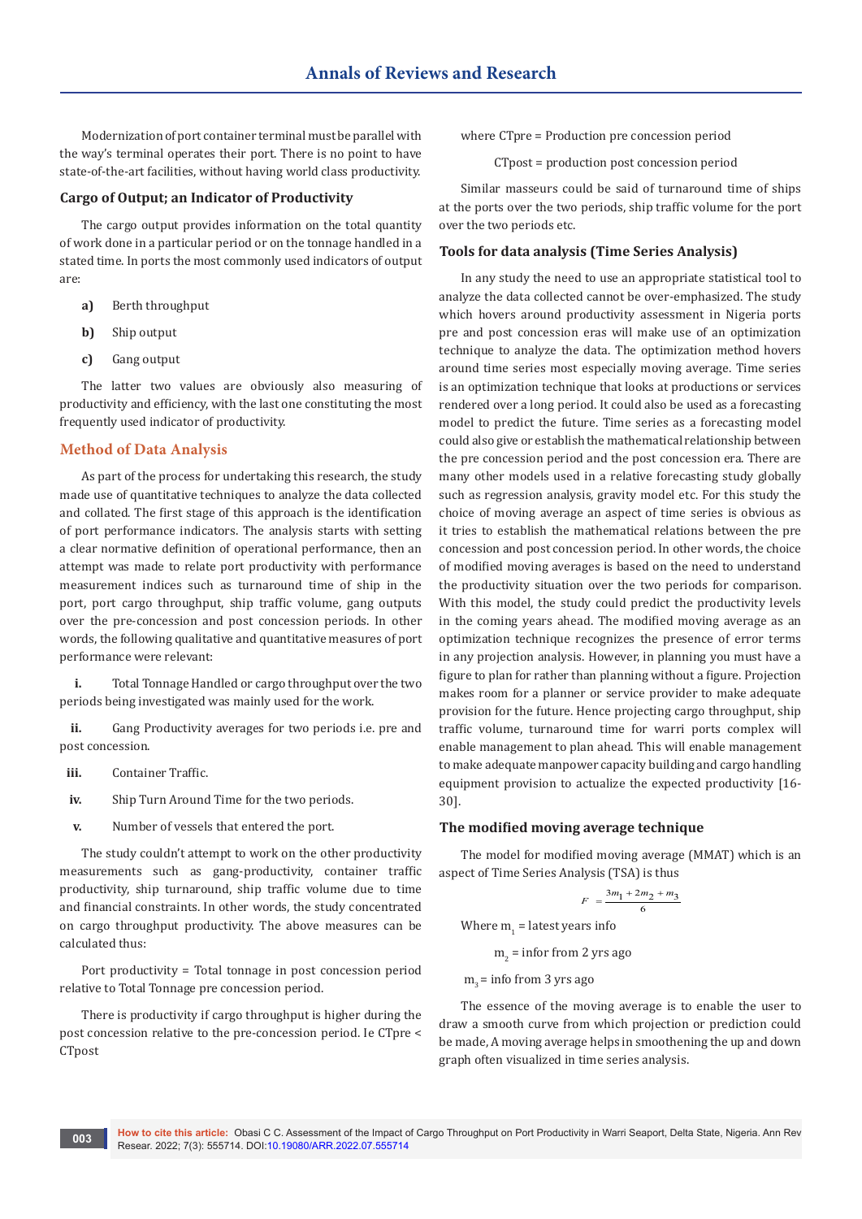Modernization of port container terminal must be parallel with the way's terminal operates their port. There is no point to have state-of-the-art facilities, without having world class productivity.

### Cargo of Output; an Indicator of Productivity

The cargo output provides information on the total quantity of work done in a particular period or on the tonnage handled in a stated time. In ports the most commonly used indicators of output are:

**a)** Berth throughput

**b)** Ship output

**c)** Gang output

The latter two values are obviously also measuring of productivity and efficiency, with the last one constituting the most frequently used indicator of productivity.

## Method of Data Analysis

As part of the process for undertaking this research, the study made use of quantitative techniques to analyze the data collected and collated. The first stage of this approach is the identification of port performance indicators. The analysis starts with setting a clear normative definition of operational performance, then an attempt was made to relate port productivity with performance measurement indices such as turnaround time of ship in the port, port cargo throughput, ship traffic volume, gang outputs over the pre-concession and post concession periods. In other words, the following qualitative and quantitative measures of port performance were relevant:

**i.** Total Tonnage Handled or cargo throughput over the two periods being investigated was mainly used for the work.

**ii.** Gang Productivity averages for two periods i.e. pre and post concession.

**iii.** Container Traffic.

**iv.** Ship Turn Around Time for the two periods.

**v.** Number of vessels that entered the port.

The study couldn't attempt to work on the other productivity measurements such as gang-productivity, container traffic productivity, ship turnaround, ship traffic volume due to time and financial constraints. In other words, the study concentrated on cargo throughput productivity. The above measures can be calculated thus:

Port productivity = Total tonnage in post concession period relative to Total Tonnage pre concession period.

There is productivity if cargo throughput is higher during the post concession relative to the pre-concession period. Ie CTpre < CTpost

where CTpre = Production pre concession period

CTpost = production post concession period

Similar masseurs could be said of turnaround time of ships at the ports over the two periods, ship traffic volume for the port over the two periods etc.

### Tools for data analysis (Time Series Analysis)

In any study the need to use an appropriate statistical tool to analyze the data collected cannot be over-emphasized. The study which hovers around productivity assessment in Nigeria ports pre and post concession eras will make use of an optimization technique to analyze the data. The optimization method hovers around time series most especially moving average. Time series is an optimization technique that looks at productions or services rendered over a long period. It could also be used as a forecasting model to predict the future. Time series as a forecasting model could also give or establish the mathematical relationship between the pre concession period and the post concession era. There are many other models used in a relative forecasting study globally such as regression analysis, gravity model etc. For this study the choice of moving average an aspect of time series is obvious as it tries to establish the mathematical relations between the pre concession and post concession period. In other words, the choice of modified moving averages is based on the need to understand the productivity situation over the two periods for comparison. With this model, the study could predict the productivity levels in the coming years ahead. The modified moving average as an optimization technique recognizes the presence of error terms in any projection analysis. However, in planning you must have a figure to plan for rather than planning without a figure. Projection makes room for a planner or service provider to make adequate provision for the future. Hence projecting cargo throughput, ship traffic volume, turnaround time for warri ports complex will enable management to plan ahead. This will enable management to make adequate manpower capacity building and cargo handling equipment provision to actualize the expected productivity [16-30].

### The modified moving average technique

The model for modified moving average (MMAT) which is an aspect of Time Series Analysis (TSA) is thus

$$F = \frac{3m_1 + 2m_2 + m_3}{6}$$

Where $m_1$ = latest years info

$m_2$ = infor from 2 yrs ago

$m_3$ = info from 3 yrs ago

The essence of the moving average is to enable the user to draw a smooth curve from which projection or prediction could be made, A moving average helps in smoothening the up and down graph often visualized in time series analysis.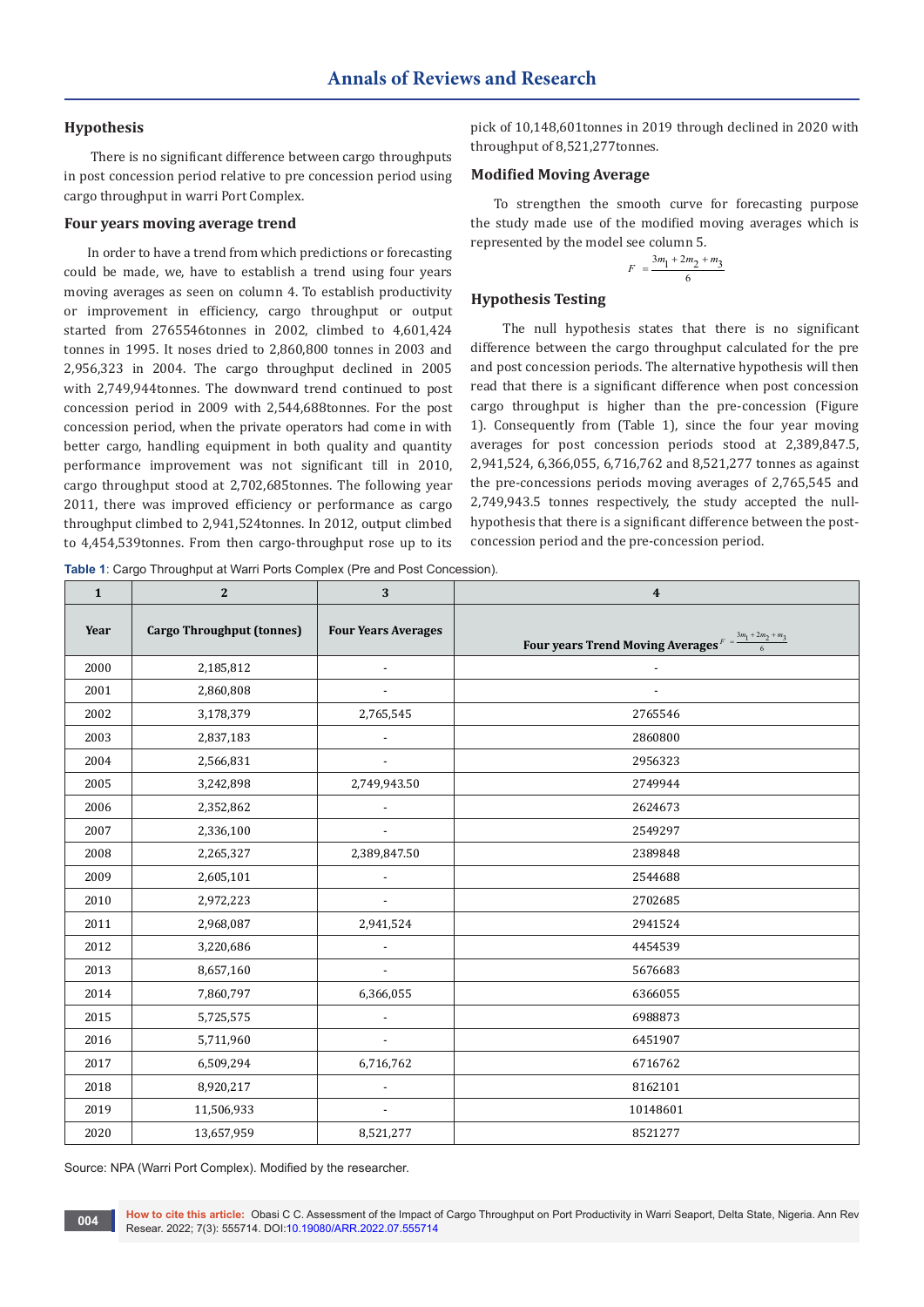### Hypothesis

There is no significant difference between cargo throughputs in post concession period relative to pre concession period using cargo throughput in warri Port Complex.

### Four years moving average trend

In order to have a trend from which predictions or forecasting could be made, we, have to establish a trend using four years moving averages as seen on column 4. To establish productivity or improvement in efficiency, cargo throughput or output started from 2765546tonnes in 2002, climbed to 4,601,424 tonnes in 1995. It noses dried to 2,860,800 tonnes in 2003 and 2,956,323 in 2004. The cargo throughput declined in 2005 with 2,749,944tonnes. The downward trend continued to post concession period in 2009 with 2,544,688tonnes. For the post concession period, when the private operators had come in with better cargo, handling equipment in both quality and quantity performance improvement was not significant till in 2010, cargo throughput stood at 2,702,685tonnes. The following year 2011, there was improved efficiency or performance as cargo throughput climbed to 2,941,524tonnes. In 2012, output climbed to 4,454,539tonnes. From then cargo-throughput rose up to its pick of 10,148,601tonnes in 2019 through declined in 2020 with throughput of 8,521,277tonnes.

### Modified Moving Average

To strengthen the smooth curve for forecasting purpose the study made use of the modified moving averages which is represented by the model see column 5.

$$F = \frac{3m_1 + 2m_2 + m_3}{6}$$

### Hypothesis Testing

The null hypothesis states that there is no significant difference between the cargo throughput calculated for the pre and post concession periods. The alternative hypothesis will then read that there is a significant difference when post concession cargo throughput is higher than the pre-concession (Figure 1). Consequently from (Table 1), since the four year moving averages for post concession periods stood at 2,389,847.5, 2,941,524, 6,366,055, 6,716,762 and 8,521,277 tonnes as against the pre-concessions periods moving averages of 2,765,545 and 2,749,943.5 tonnes respectively, the study accepted the null-hypothesis that there is a significant difference between the post-concession period and the pre-concession period.

**Table 1**: Cargo Throughput at Warri Ports Complex (Pre and Post Concession).

| 1 | 2 | 3 | 4 |
|---|---|---|---|
| **Year** | **Cargo Throughput (tonnes)** | **Four Years Averages** | **Four years Trend Moving Averages** $F = \frac{3m_1 + 2m_2 + m_3}{6}$ |
| 2000 | 2,185,812 | - | - |
| 2001 | 2,860,808 | - | - |
| 2002 | 3,178,379 | 2,765,545 | 2765546 |
| 2003 | 2,837,183 | - | 2860800 |
| 2004 | 2,566,831 | - | 2956323 |
| 2005 | 3,242,898 | 2,749,943.50 | 2749944 |
| 2006 | 2,352,862 | - | 2624673 |
| 2007 | 2,336,100 | - | 2549297 |
| 2008 | 2,265,327 | 2,389,847.50 | 2389848 |
| 2009 | 2,605,101 | - | 2544688 |
| 2010 | 2,972,223 | - | 2702685 |
| 2011 | 2,968,087 | 2,941,524 | 2941524 |
| 2012 | 3,220,686 | - | 4454539 |
| 2013 | 8,657,160 | - | 5676683 |
| 2014 | 7,860,797 | 6,366,055 | 6366055 |
| 2015 | 5,725,575 | - | 6988873 |
| 2016 | 5,711,960 | - | 6451907 |
| 2017 | 6,509,294 | 6,716,762 | 6716762 |
| 2018 | 8,920,217 | - | 8162101 |
| 2019 | 11,506,933 | - | 10148601 |
| 2020 | 13,657,959 | 8,521,277 | 8521277 |

Source: NPA (Warri Port Complex). Modified by the researcher.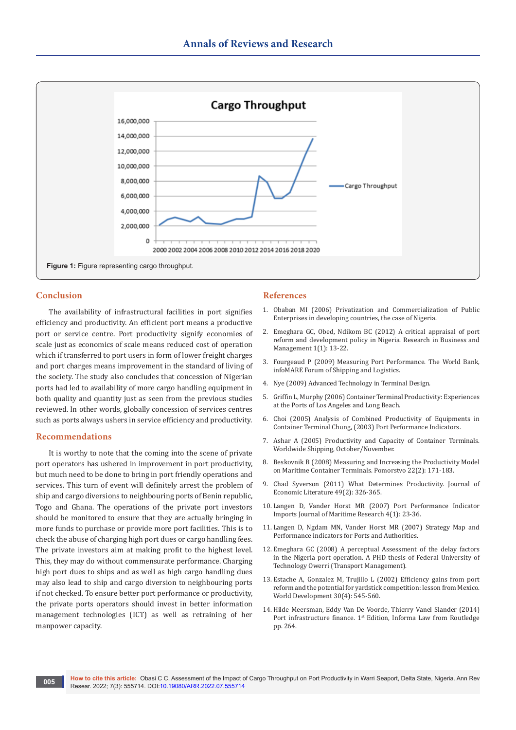Figure 1: Figure representing cargo throughput.

## Conclusion

The availability of infrastructural facilities in port signifies efficiency and productivity. An efficient port means a productive port or service centre. Port productivity signify economies of scale just as economics of scale means reduced cost of operation which if transferred to port users in form of lower freight charges and port charges means improvement in the standard of living of the society. The study also concludes that concession of Nigerian ports had led to availability of more cargo handling equipment in both quality and quantity just as seen from the previous studies reviewed. In other words, globally concession of services centres such as ports always ushers in service efficiency and productivity.

## Recommendations

It is worthy to note that the coming into the scene of private port operators has ushered in improvement in port productivity, but much need to be done to bring in port friendly operations and services. This turn of event will definitely arrest the problem of ship and cargo diversions to neighbouring ports of Benin republic, Togo and Ghana. The operations of the private port investors should be monitored to ensure that they are actually bringing in more funds to purchase or provide more port facilities. This is to check the abuse of charging high port dues or cargo handling fees. The private investors aim at making profit to the highest level. This, they may do without commensurate performance. Charging high port dues to ships and as well as high cargo handling dues may also lead to ship and cargo diversion to neighbouring ports if not checked. To ensure better port performance or productivity, the private ports operators should invest in better information management technologies (ICT) as well as retraining of her manpower capacity.

## References

1. Obaban MI (2006) Privatization and Commercialization of Public Enterprises in developing countries, the case of Nigeria.
2. Emeghara GC, Obed, Ndikom BC (2012) A critical appraisal of port reform and development policy in Nigeria. Research in Business and Management 1(1): 13-22.
3. Fourgeaud P (2009) Measuring Port Performance. The World Bank, infoMARE Forum of Shipping and Logistics.
4. Nye (2009) Advanced Technology in Terminal Design.
5. Griffin L, Murphy (2006) Container Terminal Productivity: Experiences at the Ports of Los Angeles and Long Beach.
6. Choi (2005) Analysis of Combined Productivity of Equipments in Container Terminal Chung, (2003) Port Performance Indicators.
7. Ashar A (2005) Productivity and Capacity of Container Terminals. Worldwide Shipping, October/November.
8. Beskovnik B (2008) Measuring and Increasing the Productivity Model on Maritime Container Terminals. Pomorstvo 22(2): 171-183.
9. Chad Syverson (2011) What Determines Productivity. Journal of Economic Literature 49(2): 326-365.
10. Langen D, Vander Horst MR (2007) Port Performance Indicator Imports Journal of Maritime Research 4(1): 23-36.
11. Langen D, Ngdam MN, Vander Horst MR (2007) Strategy Map and Performance indicators for Ports and Authorities.
12. Emeghara GC (2008) A perceptual Assessment of the delay factors in the Nigeria port operation. A PHD thesis of Federal University of Technology Owerri (Transport Management).
13. Estache A, Gonzalez M, Trujillo L (2002) Efficiency gains from port reform and the potential for yardstick competition: lesson from Mexico. World Development 30(4): 545-560.
14. Hilde Meersman, Eddy Van De Voorde, Thierry Vanel Slander (2014) Port infrastructure finance. 1st Edition, Informa Law from Routledge pp. 264.

**How to cite this article:** Obasi C C. Assessment of the Impact of Cargo Throughput on Port Productivity in Warri Seaport, Delta State, Nigeria. Ann Rev Resear. 2022; 7(3): 555714. DOI:10.19080/ARR.2022.07.555714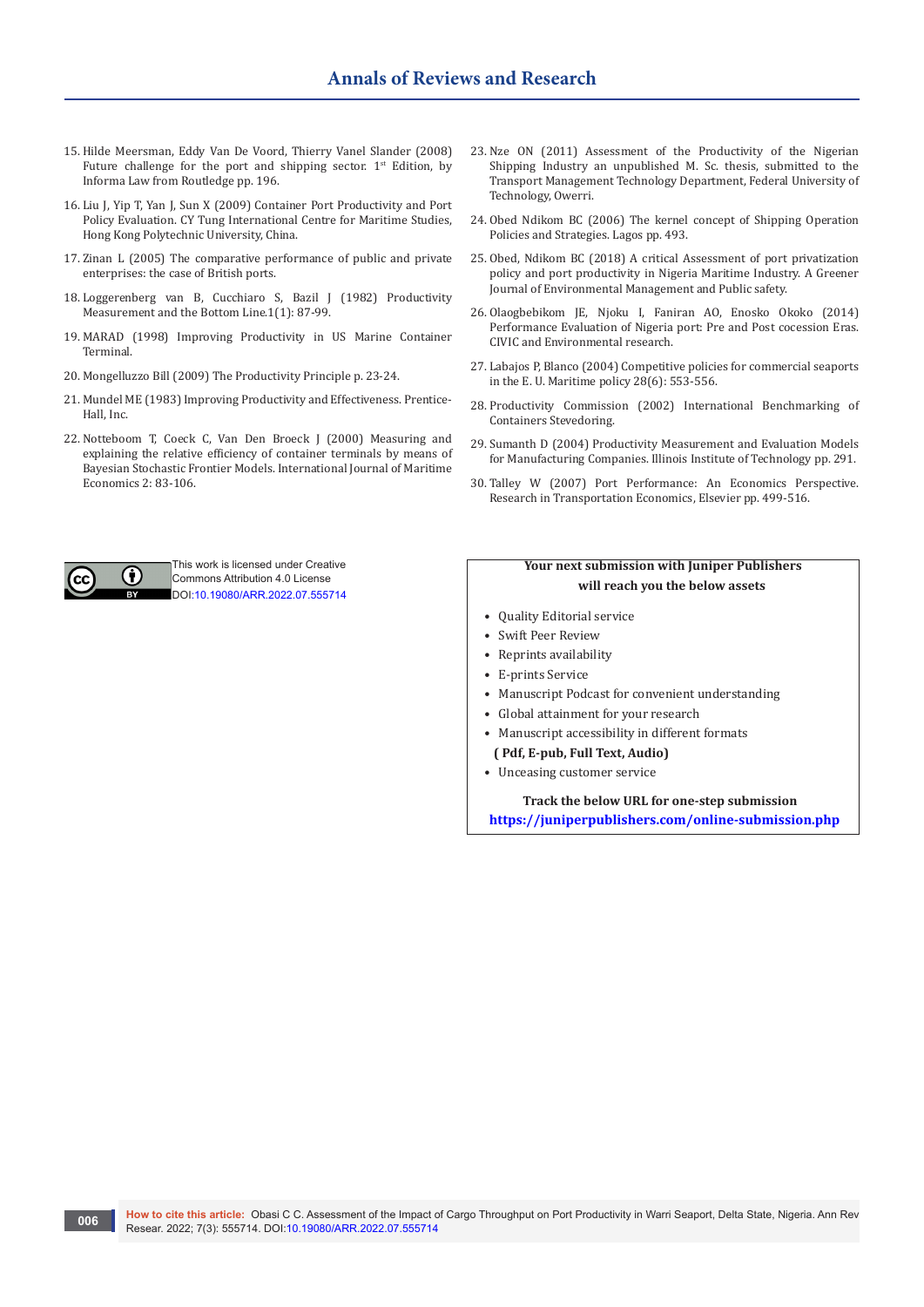15. Hilde Meersman, Eddy Van De Voord, Thierry Vanel Slander (2008) Future challenge for the port and shipping sector. 1st Edition, by Informa Law from Routledge pp. 196.
16. Liu J, Yip T, Yan J, Sun X (2009) Container Port Productivity and Port Policy Evaluation. CY Tung International Centre for Maritime Studies, Hong Kong Polytechnic University, China.
17. Zinan L (2005) The comparative performance of public and private enterprises: the case of British ports.
18. Loggerenberg van B, Cucchiaro S, Bazil J (1982) Productivity Measurement and the Bottom Line.1(1): 87-99.
19. MARAD (1998) Improving Productivity in US Marine Container Terminal.
20. Mongelluzzo Bill (2009) The Productivity Principle p. 23-24.
21. Mundel ME (1983) Improving Productivity and Effectiveness. Prentice-Hall, Inc.
22. Notteboom T, Coeck C, Van Den Broeck J (2000) Measuring and explaining the relative efficiency of container terminals by means of Bayesian Stochastic Frontier Models. International Journal of Maritime Economics 2: 83-106.
23. Nze ON (2011) Assessment of the Productivity of the Nigerian Shipping Industry an unpublished M. Sc. thesis, submitted to the Transport Management Technology Department, Federal University of Technology, Owerri.
24. Obed Ndikom BC (2006) The kernel concept of Shipping Operation Policies and Strategies. Lagos pp. 493.
25. Obed, Ndikom BC (2018) A critical Assessment of port privatization policy and port productivity in Nigeria Maritime Industry. A Greener Journal of Environmental Management and Public safety.
26. Olaogbebikom JE, Njoku I, Faniran AO, Enosko Okoko (2014) Performance Evaluation of Nigeria port: Pre and Post cocession Eras. CIVIC and Environmental research.
27. Labajos P, Blanco (2004) Competitive policies for commercial seaports in the E. U. Maritime policy 28(6): 553-556.
28. Productivity Commission (2002) International Benchmarking of Containers Stevedoring.
29. Sumanth D (2004) Productivity Measurement and Evaluation Models for Manufacturing Companies. Illinois Institute of Technology pp. 291.
30. Talley W (2007) Port Performance: An Economics Perspective. Research in Transportation Economics, Elsevier pp. 499-516.

This work is licensed under Creative Commons Attribution 4.0 License
DOI:10.19080/ARR.2022.07.555714

**Your next submission with Juniper Publishers will reach you the below assets**

- Quality Editorial service
- Swift Peer Review
- Reprints availability
- E-prints Service
- Manuscript Podcast for convenient understanding
- Global attainment for your research
- Manuscript accessibility in different formats
  **( Pdf, E-pub, Full Text, Audio)**
- Unceasing customer service

**Track the below URL for one-step submission**
**https://juniperpublishers.com/online-submission.php**

**How to cite this article:** Obasi C C. Assessment of the Impact of Cargo Throughput on Port Productivity in Warri Seaport, Delta State, Nigeria. Ann Rev Resear. 2022; 7(3): 555714. DOI:10.19080/ARR.2022.07.555714